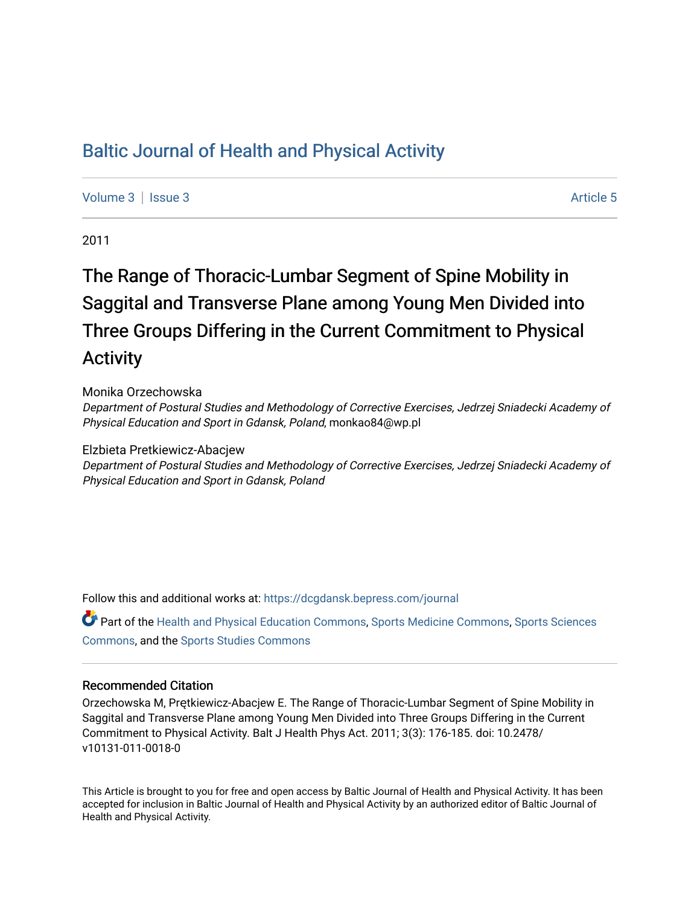Baltic Journal of Health and Physical Activity

Volume 3 | Issue 3 Article 5

2011

# The Range of Thoracic-Lumbar Segment of Spine Mobility in Saggital and Transverse Plane among Young Men Divided into Three Groups Differing in the Current Commitment to Physical Activity

Monika Orzechowska
*Department of Postural Studies and Methodology of Corrective Exercises, Jedrzej Sniadecki Academy of Physical Education and Sport in Gdansk, Poland*, monkao84@wp.pl

Elzbieta Pretkiewicz-Abacjew
*Department of Postural Studies and Methodology of Corrective Exercises, Jedrzej Sniadecki Academy of Physical Education and Sport in Gdansk, Poland*

Follow this and additional works at: https://dcgdansk.bepress.com/journal

Part of the Health and Physical Education Commons, Sports Medicine Commons, Sports Sciences Commons, and the Sports Studies Commons

## Recommended Citation

Orzechowska M, Prętkiewicz-Abacjew E. The Range of Thoracic-Lumbar Segment of Spine Mobility in Saggital and Transverse Plane among Young Men Divided into Three Groups Differing in the Current Commitment to Physical Activity. Balt J Health Phys Act. 2011; 3(3): 176-185. doi: 10.2478/v10131-011-0018-0

This Article is brought to you for free and open access by Baltic Journal of Health and Physical Activity. It has been accepted for inclusion in Baltic Journal of Health and Physical Activity by an authorized editor of Baltic Journal of Health and Physical Activity.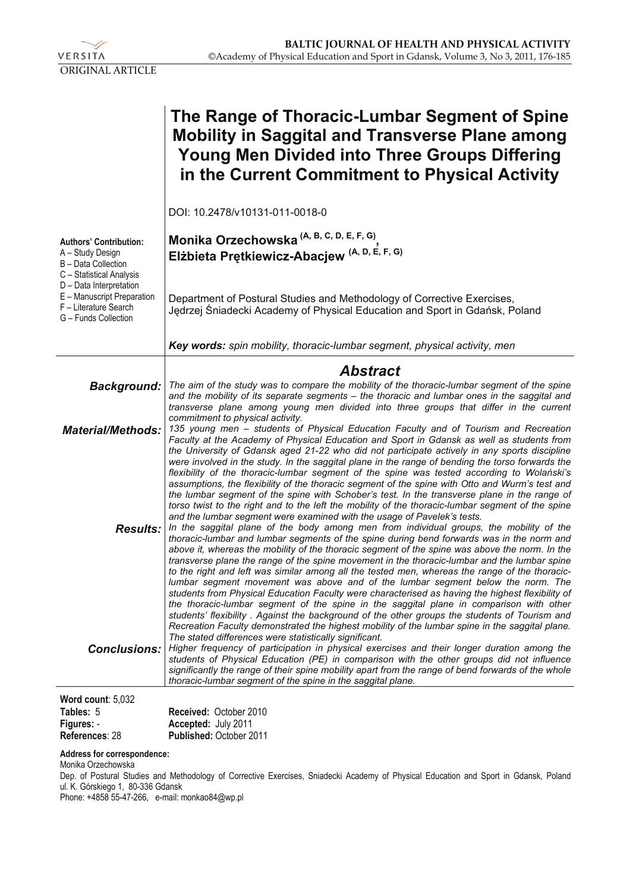ORIGINAL ARTICLE

# The Range of Thoracic-Lumbar Segment of Spine Mobility in Saggital and Transverse Plane among Young Men Divided into Three Groups Differing in the Current Commitment to Physical Activity

DOI: 10.2478/v10131-011-0018-0

**Authors' Contribution:**
A – Study Design
B – Data Collection
C – Statistical Analysis
D – Data Interpretation
E – Manuscript Preparation
F – Literature Search
G – Funds Collection

**Monika Orzechowska (A, B, C, D, E, F, G), Elżbieta Prętkiewicz-Abacjew (A, D, E, F, G)**

Department of Postural Studies and Methodology of Corrective Exercises, Jędrzej Śniadecki Academy of Physical Education and Sport in Gdańsk, Poland

***Key words:*** *spin mobility, thoracic-lumbar segment, physical activity, men*

## *Abstract*

***Background:*** *The aim of the study was to compare the mobility of the thoracic-lumbar segment of the spine and the mobility of its separate segments – the thoracic and lumbar ones in the saggital and transverse plane among young men divided into three groups that differ in the current commitment to physical activity.*

***Material/Methods:*** *135 young men – students of Physical Education Faculty and of Tourism and Recreation Faculty at the Academy of Physical Education and Sport in Gdansk as well as students from the University of Gdansk aged 21-22 who did not participate actively in any sports discipline were involved in the study. In the saggital plane in the range of bending the torso forwards the flexibility of the thoracic-lumbar segment of the spine was tested according to Wolański's assumptions, the flexibility of the thoracic segment of the spine with Otto and Wurm's test and the lumbar segment of the spine with Schober's test. In the transverse plane in the range of torso twist to the right and to the left the mobility of the thoracic-lumbar segment of the spine and the lumbar segment were examined with the usage of Pavelek's tests.*

***Results:*** *In the saggital plane of the body among men from individual groups, the mobility of the thoracic-lumbar and lumbar segments of the spine during bend forwards was in the norm and above it, whereas the mobility of the thoracic segment of the spine was above the norm. In the transverse plane the range of the spine movement in the thoracic-lumbar and the lumbar spine to the right and left was similar among all the tested men, whereas the range of the thoracic-lumbar segment movement was above and of the lumbar segment below the norm. The students from Physical Education Faculty were characterised as having the highest flexibility of the thoracic-lumbar segment of the spine in the saggital plane in comparison with other students' flexibility . Against the background of the other groups the students of Tourism and Recreation Faculty demonstrated the highest mobility of the lumbar spine in the saggital plane. The stated differences were statistically significant.*

***Conclusions:*** *Higher frequency of participation in physical exercises and their longer duration among the students of Physical Education (PE) in comparison with the other groups did not influence significantly the range of their spine mobility apart from the range of bend forwards of the whole thoracic-lumbar segment of the spine in the saggital plane.*

**Word count**: 5,032
**Tables:** 5
**Figures:** -
**References**: 28

**Received:** October 2010
**Accepted:** July 2011
**Published:** October 2011

**Address for correspondence:**
Monika Orzechowska
Dep. of Postural Studies and Methodology of Corrective Exercises, Sniadecki Academy of Physical Education and Sport in Gdansk, Poland
ul. K. Górskiego 1, 80-336 Gdansk
Phone: +4858 55-47-266, e-mail: monkao84@wp.pl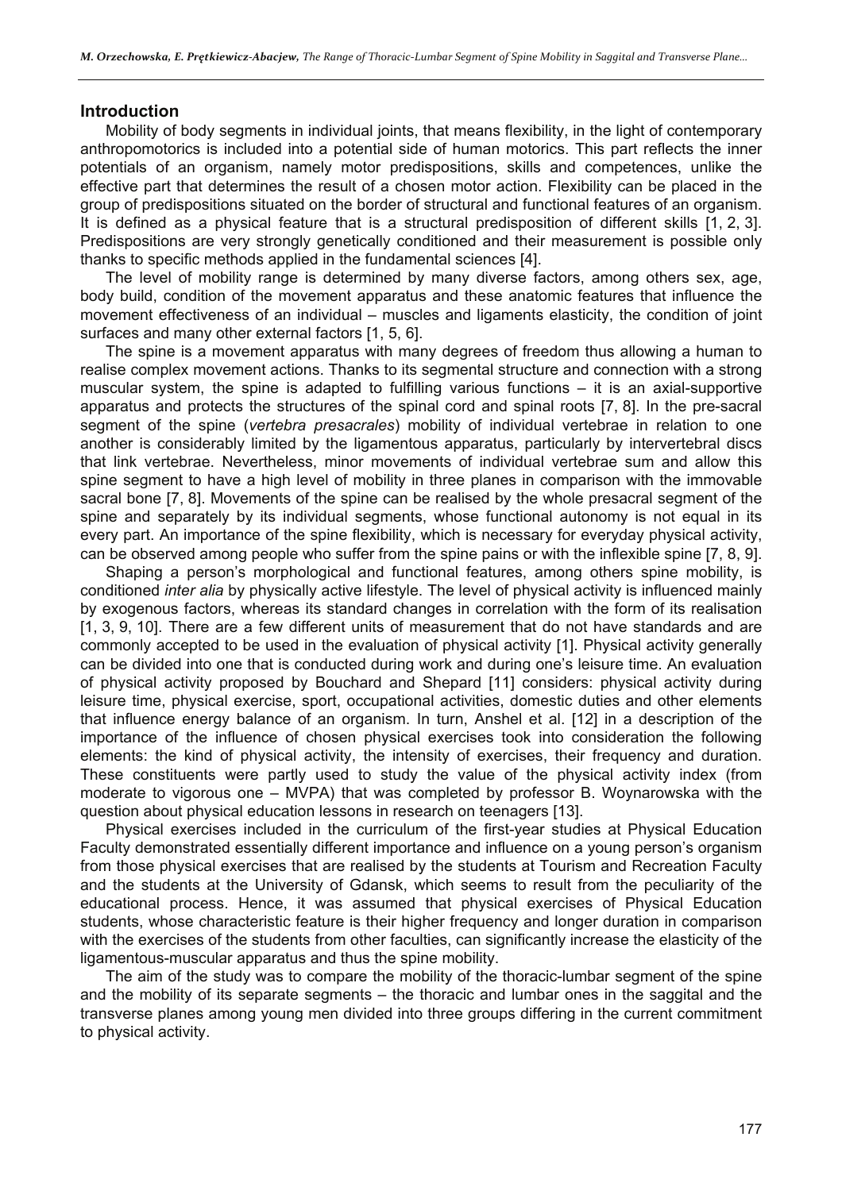## Introduction

Mobility of body segments in individual joints, that means flexibility, in the light of contemporary anthropomotorics is included into a potential side of human motorics. This part reflects the inner potentials of an organism, namely motor predispositions, skills and competences, unlike the effective part that determines the result of a chosen motor action. Flexibility can be placed in the group of predispositions situated on the border of structural and functional features of an organism. It is defined as a physical feature that is a structural predisposition of different skills [1, 2, 3]. Predispositions are very strongly genetically conditioned and their measurement is possible only thanks to specific methods applied in the fundamental sciences [4].

The level of mobility range is determined by many diverse factors, among others sex, age, body build, condition of the movement apparatus and these anatomic features that influence the movement effectiveness of an individual – muscles and ligaments elasticity, the condition of joint surfaces and many other external factors [1, 5, 6].

The spine is a movement apparatus with many degrees of freedom thus allowing a human to realise complex movement actions. Thanks to its segmental structure and connection with a strong muscular system, the spine is adapted to fulfilling various functions – it is an axial-supportive apparatus and protects the structures of the spinal cord and spinal roots [7, 8]. In the pre-sacral segment of the spine (*vertebra presacrales*) mobility of individual vertebrae in relation to one another is considerably limited by the ligamentous apparatus, particularly by intervertebral discs that link vertebrae. Nevertheless, minor movements of individual vertebrae sum and allow this spine segment to have a high level of mobility in three planes in comparison with the immovable sacral bone [7, 8]. Movements of the spine can be realised by the whole presacral segment of the spine and separately by its individual segments, whose functional autonomy is not equal in its every part. An importance of the spine flexibility, which is necessary for everyday physical activity, can be observed among people who suffer from the spine pains or with the inflexible spine [7, 8, 9].

Shaping a person's morphological and functional features, among others spine mobility, is conditioned *inter alia* by physically active lifestyle. The level of physical activity is influenced mainly by exogenous factors, whereas its standard changes in correlation with the form of its realisation [1, 3, 9, 10]. There are a few different units of measurement that do not have standards and are commonly accepted to be used in the evaluation of physical activity [1]. Physical activity generally can be divided into one that is conducted during work and during one's leisure time. An evaluation of physical activity proposed by Bouchard and Shepard [11] considers: physical activity during leisure time, physical exercise, sport, occupational activities, domestic duties and other elements that influence energy balance of an organism. In turn, Anshel et al. [12] in a description of the importance of the influence of chosen physical exercises took into consideration the following elements: the kind of physical activity, the intensity of exercises, their frequency and duration. These constituents were partly used to study the value of the physical activity index (from moderate to vigorous one – MVPA) that was completed by professor B. Woynarowska with the question about physical education lessons in research on teenagers [13].

Physical exercises included in the curriculum of the first-year studies at Physical Education Faculty demonstrated essentially different importance and influence on a young person's organism from those physical exercises that are realised by the students at Tourism and Recreation Faculty and the students at the University of Gdansk, which seems to result from the peculiarity of the educational process. Hence, it was assumed that physical exercises of Physical Education students, whose characteristic feature is their higher frequency and longer duration in comparison with the exercises of the students from other faculties, can significantly increase the elasticity of the ligamentous-muscular apparatus and thus the spine mobility.

The aim of the study was to compare the mobility of the thoracic-lumbar segment of the spine and the mobility of its separate segments – the thoracic and lumbar ones in the saggital and the transverse planes among young men divided into three groups differing in the current commitment to physical activity.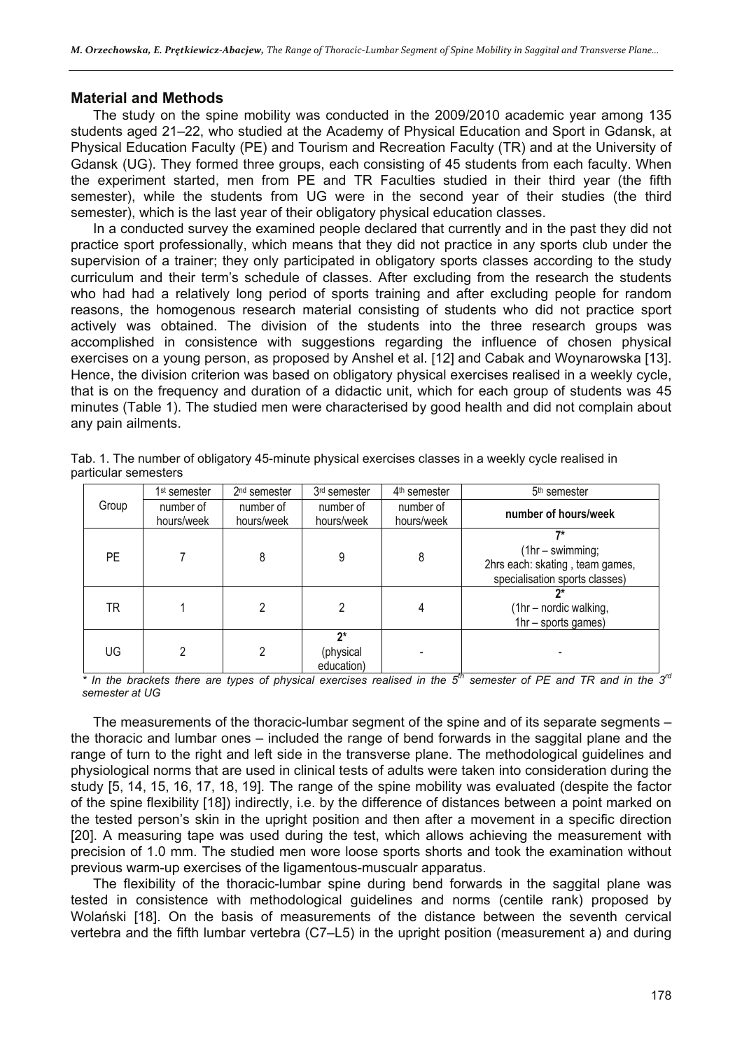## Material and Methods

The study on the spine mobility was conducted in the 2009/2010 academic year among 135 students aged 21–22, who studied at the Academy of Physical Education and Sport in Gdansk, at Physical Education Faculty (PE) and Tourism and Recreation Faculty (TR) and at the University of Gdansk (UG). They formed three groups, each consisting of 45 students from each faculty. When the experiment started, men from PE and TR Faculties studied in their third year (the fifth semester), while the students from UG were in the second year of their studies (the third semester), which is the last year of their obligatory physical education classes.

In a conducted survey the examined people declared that currently and in the past they did not practice sport professionally, which means that they did not practice in any sports club under the supervision of a trainer; they only participated in obligatory sports classes according to the study curriculum and their term's schedule of classes. After excluding from the research the students who had had a relatively long period of sports training and after excluding people for random reasons, the homogenous research material consisting of students who did not practice sport actively was obtained. The division of the students into the three research groups was accomplished in consistence with suggestions regarding the influence of chosen physical exercises on a young person, as proposed by Anshel et al. [12] and Cabak and Woynarowska [13]. Hence, the division criterion was based on obligatory physical exercises realised in a weekly cycle, that is on the frequency and duration of a didactic unit, which for each group of students was 45 minutes (Table 1). The studied men were characterised by good health and did not complain about any pain ailments.

Tab. 1. The number of obligatory 45-minute physical exercises classes in a weekly cycle realised in particular semesters

| Group | 1st semester | 2nd semester | 3rd semester | 4th semester | 5th semester |
|---|---|---|---|---|---|
| | number of hours/week | number of hours/week | number of hours/week | number of hours/week | **number of hours/week** |
| PE | 7 | 8 | 9 | 8 | **7*** (1hr – swimming; 2hrs each: skating , team games, specialisation sports classes) |
| TR | 1 | 2 | 2 | 4 | **2*** (1hr – nordic walking, 1hr – sports games) |
| UG | 2 | 2 | **2*** (physical education) | - | - |

*\* In the brackets there are types of physical exercises realised in the 5th semester of PE and TR and in the 3rd semester at UG*

The measurements of the thoracic-lumbar segment of the spine and of its separate segments – the thoracic and lumbar ones – included the range of bend forwards in the saggital plane and the range of turn to the right and left side in the transverse plane. The methodological guidelines and physiological norms that are used in clinical tests of adults were taken into consideration during the study [5, 14, 15, 16, 17, 18, 19]. The range of the spine mobility was evaluated (despite the factor of the spine flexibility [18]) indirectly, i.e. by the difference of distances between a point marked on the tested person's skin in the upright position and then after a movement in a specific direction [20]. A measuring tape was used during the test, which allows achieving the measurement with precision of 1.0 mm. The studied men wore loose sports shorts and took the examination without previous warm-up exercises of the ligamentous-muscualr apparatus.

The flexibility of the thoracic-lumbar spine during bend forwards in the saggital plane was tested in consistence with methodological guidelines and norms (centile rank) proposed by Wolański [18]. On the basis of measurements of the distance between the seventh cervical vertebra and the fifth lumbar vertebra (C7–L5) in the upright position (measurement a) and during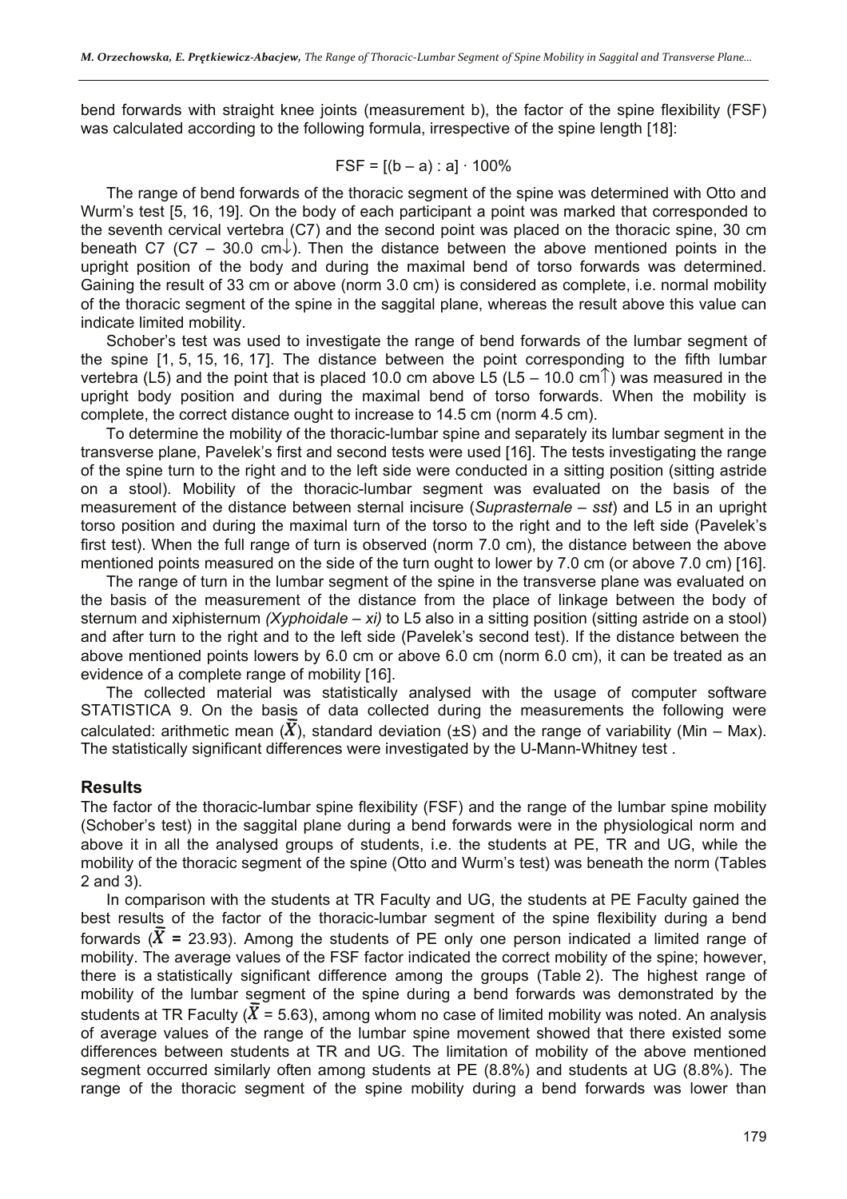bend forwards with straight knee joints (measurement b), the factor of the spine flexibility (FSF) was calculated according to the following formula, irrespective of the spine length [18]:

$$FSF = [(b – a) : a] \cdot 100\%$$

The range of bend forwards of the thoracic segment of the spine was determined with Otto and Wurm's test [5, 16, 19]. On the body of each participant a point was marked that corresponded to the seventh cervical vertebra (C7) and the second point was placed on the thoracic spine, 30 cm beneath C7 (C7 – 30.0 cm↓). Then the distance between the above mentioned points in the upright position of the body and during the maximal bend of torso forwards was determined. Gaining the result of 33 cm or above (norm 3.0 cm) is considered as complete, i.e. normal mobility of the thoracic segment of the spine in the saggital plane, whereas the result above this value can indicate limited mobility.

Schober's test was used to investigate the range of bend forwards of the lumbar segment of the spine [1, 5, 15, 16, 17]. The distance between the point corresponding to the fifth lumbar vertebra (L5) and the point that is placed 10.0 cm above L5 (L5 – 10.0 cm↑) was measured in the upright body position and during the maximal bend of torso forwards. When the mobility is complete, the correct distance ought to increase to 14.5 cm (norm 4.5 cm).

To determine the mobility of the thoracic-lumbar spine and separately its lumbar segment in the transverse plane, Pavelek's first and second tests were used [16]. The tests investigating the range of the spine turn to the right and to the left side were conducted in a sitting position (sitting astride on a stool). Mobility of the thoracic-lumbar segment was evaluated on the basis of the measurement of the distance between sternal incisure (*Suprasternale – sst*) and L5 in an upright torso position and during the maximal turn of the torso to the right and to the left side (Pavelek's first test). When the full range of turn is observed (norm 7.0 cm), the distance between the above mentioned points measured on the side of the turn ought to lower by 7.0 cm (or above 7.0 cm) [16].

The range of turn in the lumbar segment of the spine in the transverse plane was evaluated on the basis of the measurement of the distance from the place of linkage between the body of sternum and xiphisternum *(Xyphoidale – xi)* to L5 also in a sitting position (sitting astride on a stool) and after turn to the right and to the left side (Pavelek's second test). If the distance between the above mentioned points lowers by 6.0 cm or above 6.0 cm (norm 6.0 cm), it can be treated as an evidence of a complete range of mobility [16].

The collected material was statistically analysed with the usage of computer software STATISTICA 9. On the basis of data collected during the measurements the following were calculated: arithmetic mean ($\bar{X}$), standard deviation (±S) and the range of variability (Min – Max). The statistically significant differences were investigated by the U-Mann-Whitney test .

## Results

The factor of the thoracic-lumbar spine flexibility (FSF) and the range of the lumbar spine mobility (Schober's test) in the saggital plane during a bend forwards were in the physiological norm and above it in all the analysed groups of students, i.e. the students at PE, TR and UG, while the mobility of the thoracic segment of the spine (Otto and Wurm's test) was beneath the norm (Tables 2 and 3).

In comparison with the students at TR Faculty and UG, the students at PE Faculty gained the best results of the factor of the thoracic-lumbar segment of the spine flexibility during a bend forwards ($\bar{X}$ = 23.93). Among the students of PE only one person indicated a limited range of mobility. The average values of the FSF factor indicated the correct mobility of the spine; however, there is a statistically significant difference among the groups (Table 2). The highest range of mobility of the lumbar segment of the spine during a bend forwards was demonstrated by the students at TR Faculty ($\bar{X}$ = 5.63), among whom no case of limited mobility was noted. An analysis of average values of the range of the lumbar spine movement showed that there existed some differences between students at TR and UG. The limitation of mobility of the above mentioned segment occurred similarly often among students at PE (8.8%) and students at UG (8.8%). The range of the thoracic segment of the spine mobility during a bend forwards was lower than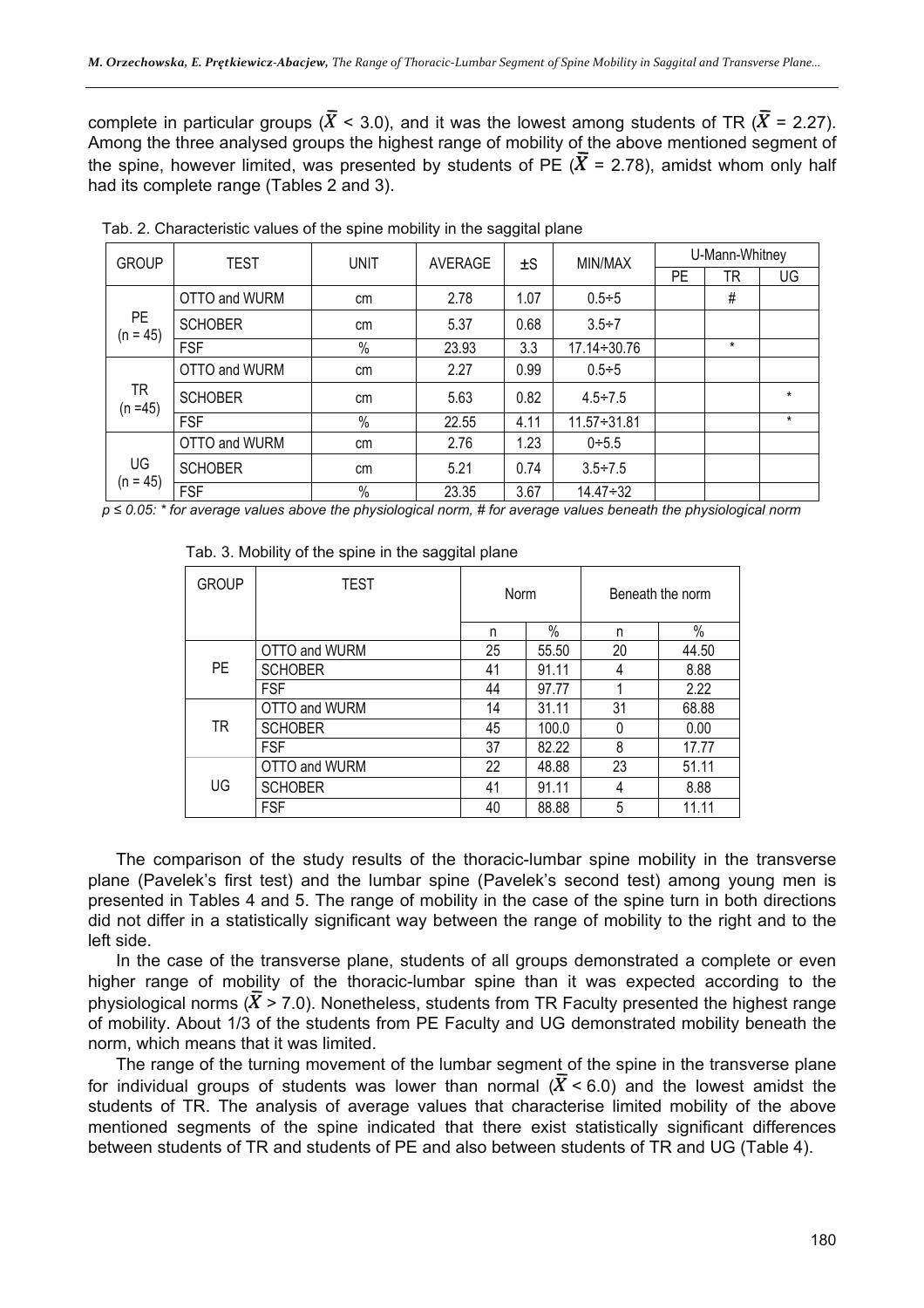complete in particular groups ($\bar{X}$ < 3.0), and it was the lowest among students of TR ($\bar{X}$ = 2.27). Among the three analysed groups the highest range of mobility of the above mentioned segment of the spine, however limited, was presented by students of PE ($\bar{X}$ = 2.78), amidst whom only half had its complete range (Tables 2 and 3).

Tab. 2. Characteristic values of the spine mobility in the saggital plane

| GROUP | TEST | UNIT | AVERAGE | ±S | MIN/MAX | U-Mann-Whitney | | |
|---|---|---|---|---|---|---|---|---|
| | | | | | | PE | TR | UG |
| PE (n = 45) | OTTO and WURM | cm | 2.78 | 1.07 | 0.5÷5 | | # | |
| | SCHOBER | cm | 5.37 | 0.68 | 3.5÷7 | | | |
| | FSF | % | 23.93 | 3.3 | 17.14÷30.76 | | * | |
| TR (n =45) | OTTO and WURM | cm | 2.27 | 0.99 | 0.5÷5 | | | |
| | SCHOBER | cm | 5.63 | 0.82 | 4.5÷7.5 | | | * |
| | FSF | % | 22.55 | 4.11 | 11.57÷31.81 | | | * |
| UG (n = 45) | OTTO and WURM | cm | 2.76 | 1.23 | 0÷5.5 | | | |
| | SCHOBER | cm | 5.21 | 0.74 | 3.5÷7.5 | | | |
| | FSF | % | 23.35 | 3.67 | 14.47÷32 | | | |

*$p \leq 0.05$: * for average values above the physiological norm, # for average values beneath the physiological norm*

Tab. 3. Mobility of the spine in the saggital plane

| GROUP | TEST | Norm | | Beneath the norm | |
|---|---|---|---|---|---|
| | | n | % | n | % |
| PE | OTTO and WURM | 25 | 55.50 | 20 | 44.50 |
| | SCHOBER | 41 | 91.11 | 4 | 8.88 |
| | FSF | 44 | 97.77 | 1 | 2.22 |
| TR | OTTO and WURM | 14 | 31.11 | 31 | 68.88 |
| | SCHOBER | 45 | 100.0 | 0 | 0.00 |
| | FSF | 37 | 82.22 | 8 | 17.77 |
| UG | OTTO and WURM | 22 | 48.88 | 23 | 51.11 |
| | SCHOBER | 41 | 91.11 | 4 | 8.88 |
| | FSF | 40 | 88.88 | 5 | 11.11 |

The comparison of the study results of the thoracic-lumbar spine mobility in the transverse plane (Pavelek's first test) and the lumbar spine (Pavelek's second test) among young men is presented in Tables 4 and 5. The range of mobility in the case of the spine turn in both directions did not differ in a statistically significant way between the range of mobility to the right and to the left side.

In the case of the transverse plane, students of all groups demonstrated a complete or even higher range of mobility of the thoracic-lumbar spine than it was expected according to the physiological norms ($\bar{X}$ > 7.0). Nonetheless, students from TR Faculty presented the highest range of mobility. About 1/3 of the students from PE Faculty and UG demonstrated mobility beneath the norm, which means that it was limited.

The range of the turning movement of the lumbar segment of the spine in the transverse plane for individual groups of students was lower than normal ($\bar{X}$ < 6.0) and the lowest amidst the students of TR. The analysis of average values that characterise limited mobility of the above mentioned segments of the spine indicated that there exist statistically significant differences between students of TR and students of PE and also between students of TR and UG (Table 4).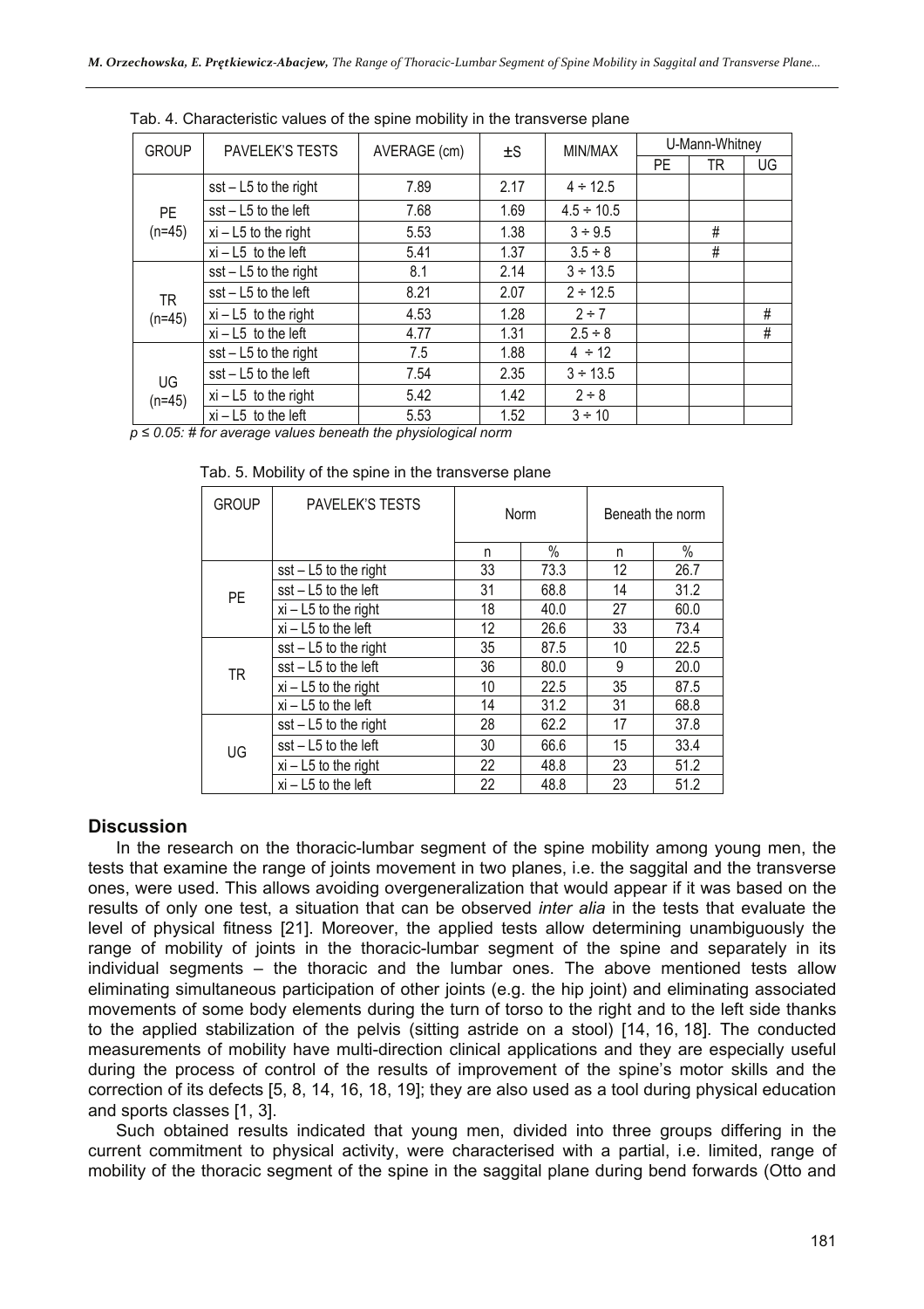Tab. 4. Characteristic values of the spine mobility in the transverse plane

| GROUP | PAVELEK'S TESTS | AVERAGE (cm) | ±S | MIN/MAX | U-Mann-Whitney | | |
|---|---|---|---|---|---|---|---|
| | | | | | PE | TR | UG |
| PE (n=45) | sst – L5 to the right | 7.89 | 2.17 | 4 ÷ 12.5 | | | |
| | sst – L5 to the left | 7.68 | 1.69 | 4.5 ÷ 10.5 | | | |
| | xi – L5 to the right | 5.53 | 1.38 | 3 ÷ 9.5 | | # | |
| | xi – L5 to the left | 5.41 | 1.37 | 3.5 ÷ 8 | | # | |
| TR (n=45) | sst – L5 to the right | 8.1 | 2.14 | 3 ÷ 13.5 | | | |
| | sst – L5 to the left | 8.21 | 2.07 | 2 ÷ 12.5 | | | |
| | xi – L5 to the right | 4.53 | 1.28 | 2 ÷ 7 | | | # |
| | xi – L5 to the left | 4.77 | 1.31 | 2.5 ÷ 8 | | | # |
| UG (n=45) | sst – L5 to the right | 7.5 | 1.88 | 4 ÷ 12 | | | |
| | sst – L5 to the left | 7.54 | 2.35 | 3 ÷ 13.5 | | | |
| | xi – L5 to the right | 5.42 | 1.42 | 2 ÷ 8 | | | |
| | xi – L5 to the left | 5.53 | 1.52 | 3 ÷ 10 | | | |

*$p \leq 0.05$: # for average values beneath the physiological norm*

Tab. 5. Mobility of the spine in the transverse plane

| GROUP | PAVELEK'S TESTS | Norm | | Beneath the norm | |
|---|---|---|---|---|---|
| | | n | % | n | % |
| PE | sst – L5 to the right | 33 | 73.3 | 12 | 26.7 |
| | sst – L5 to the left | 31 | 68.8 | 14 | 31.2 |
| | xi – L5 to the right | 18 | 40.0 | 27 | 60.0 |
| | xi – L5 to the left | 12 | 26.6 | 33 | 73.4 |
| TR | sst – L5 to the right | 35 | 87.5 | 10 | 22.5 |
| | sst – L5 to the left | 36 | 80.0 | 9 | 20.0 |
| | xi – L5 to the right | 10 | 22.5 | 35 | 87.5 |
| | xi – L5 to the left | 14 | 31.2 | 31 | 68.8 |
| UG | sst – L5 to the right | 28 | 62.2 | 17 | 37.8 |
| | sst – L5 to the left | 30 | 66.6 | 15 | 33.4 |
| | xi – L5 to the right | 22 | 48.8 | 23 | 51.2 |
| | xi – L5 to the left | 22 | 48.8 | 23 | 51.2 |

## Discussion

In the research on the thoracic-lumbar segment of the spine mobility among young men, the tests that examine the range of joints movement in two planes, i.e. the saggital and the transverse ones, were used. This allows avoiding overgeneralization that would appear if it was based on the results of only one test, a situation that can be observed *inter alia* in the tests that evaluate the level of physical fitness [21]. Moreover, the applied tests allow determining unambiguously the range of mobility of joints in the thoracic-lumbar segment of the spine and separately in its individual segments – the thoracic and the lumbar ones. The above mentioned tests allow eliminating simultaneous participation of other joints (e.g. the hip joint) and eliminating associated movements of some body elements during the turn of torso to the right and to the left side thanks to the applied stabilization of the pelvis (sitting astride on a stool) [14, 16, 18]. The conducted measurements of mobility have multi-direction clinical applications and they are especially useful during the process of control of the results of improvement of the spine's motor skills and the correction of its defects [5, 8, 14, 16, 18, 19]; they are also used as a tool during physical education and sports classes [1, 3].

Such obtained results indicated that young men, divided into three groups differing in the current commitment to physical activity, were characterised with a partial, i.e. limited, range of mobility of the thoracic segment of the spine in the saggital plane during bend forwards (Otto and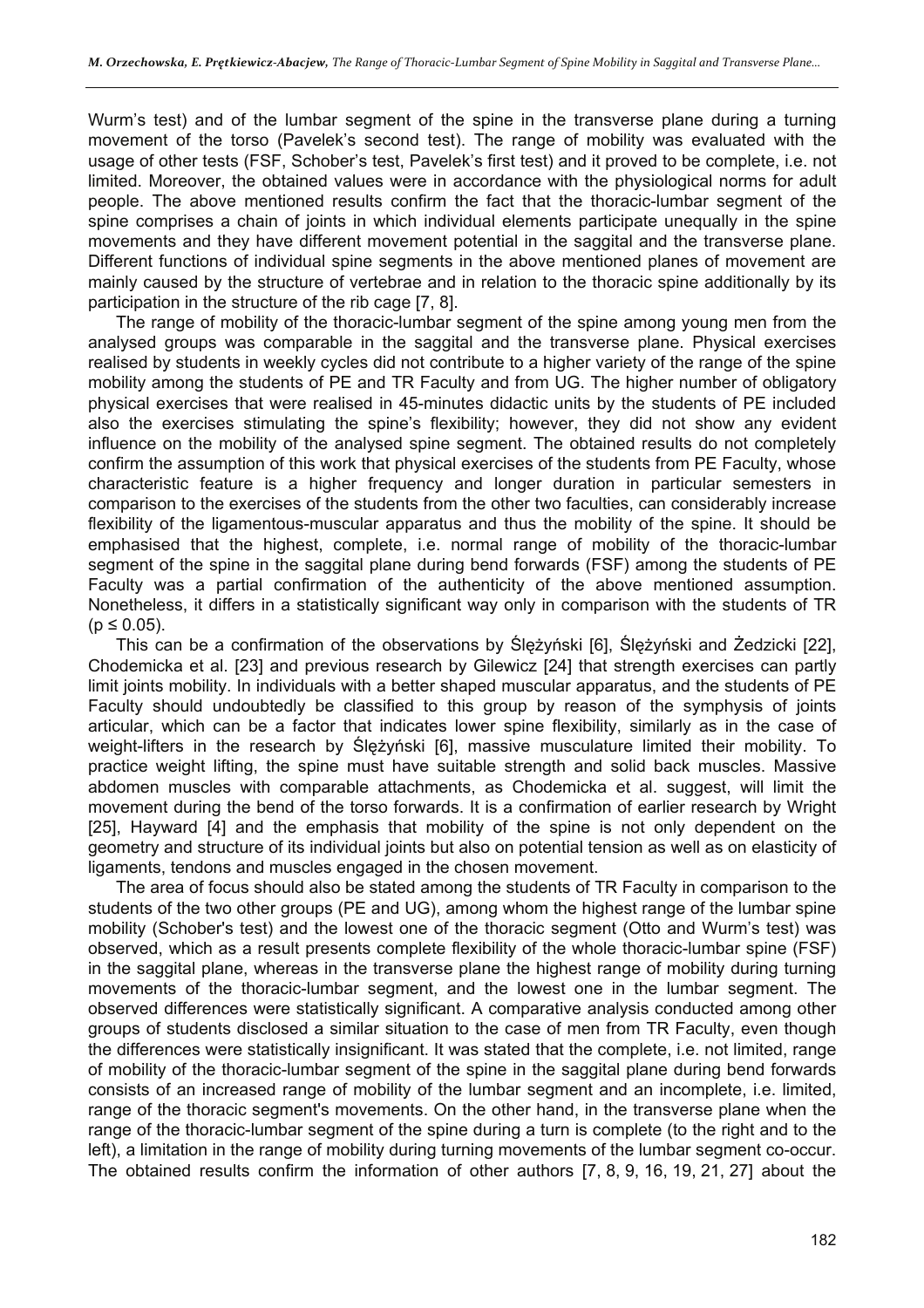Wurm's test) and of the lumbar segment of the spine in the transverse plane during a turning movement of the torso (Pavelek's second test). The range of mobility was evaluated with the usage of other tests (FSF, Schober's test, Pavelek's first test) and it proved to be complete, i.e. not limited. Moreover, the obtained values were in accordance with the physiological norms for adult people. The above mentioned results confirm the fact that the thoracic-lumbar segment of the spine comprises a chain of joints in which individual elements participate unequally in the spine movements and they have different movement potential in the saggital and the transverse plane. Different functions of individual spine segments in the above mentioned planes of movement are mainly caused by the structure of vertebrae and in relation to the thoracic spine additionally by its participation in the structure of the rib cage [7, 8].

The range of mobility of the thoracic-lumbar segment of the spine among young men from the analysed groups was comparable in the saggital and the transverse plane. Physical exercises realised by students in weekly cycles did not contribute to a higher variety of the range of the spine mobility among the students of PE and TR Faculty and from UG. The higher number of obligatory physical exercises that were realised in 45-minutes didactic units by the students of PE included also the exercises stimulating the spine's flexibility; however, they did not show any evident influence on the mobility of the analysed spine segment. The obtained results do not completely confirm the assumption of this work that physical exercises of the students from PE Faculty, whose characteristic feature is a higher frequency and longer duration in particular semesters in comparison to the exercises of the students from the other two faculties, can considerably increase flexibility of the ligamentous-muscular apparatus and thus the mobility of the spine. It should be emphasised that the highest, complete, i.e. normal range of mobility of the thoracic-lumbar segment of the spine in the saggital plane during bend forwards (FSF) among the students of PE Faculty was a partial confirmation of the authenticity of the above mentioned assumption. Nonetheless, it differs in a statistically significant way only in comparison with the students of TR ($p \leq 0.05$).

This can be a confirmation of the observations by Ślężyński [6], Ślężyński and Żedzicki [22], Chodemicka et al. [23] and previous research by Gilewicz [24] that strength exercises can partly limit joints mobility. In individuals with a better shaped muscular apparatus, and the students of PE Faculty should undoubtedly be classified to this group by reason of the symphysis of joints articular, which can be a factor that indicates lower spine flexibility, similarly as in the case of weight-lifters in the research by Ślężyński [6], massive musculature limited their mobility. To practice weight lifting, the spine must have suitable strength and solid back muscles. Massive abdomen muscles with comparable attachments, as Chodemicka et al. suggest, will limit the movement during the bend of the torso forwards. It is a confirmation of earlier research by Wright [25], Hayward [4] and the emphasis that mobility of the spine is not only dependent on the geometry and structure of its individual joints but also on potential tension as well as on elasticity of ligaments, tendons and muscles engaged in the chosen movement.

The area of focus should also be stated among the students of TR Faculty in comparison to the students of the two other groups (PE and UG), among whom the highest range of the lumbar spine mobility (Schober's test) and the lowest one of the thoracic segment (Otto and Wurm's test) was observed, which as a result presents complete flexibility of the whole thoracic-lumbar spine (FSF) in the saggital plane, whereas in the transverse plane the highest range of mobility during turning movements of the thoracic-lumbar segment, and the lowest one in the lumbar segment. The observed differences were statistically significant. A comparative analysis conducted among other groups of students disclosed a similar situation to the case of men from TR Faculty, even though the differences were statistically insignificant. It was stated that the complete, i.e. not limited, range of mobility of the thoracic-lumbar segment of the spine in the saggital plane during bend forwards consists of an increased range of mobility of the lumbar segment and an incomplete, i.e. limited, range of the thoracic segment's movements. On the other hand, in the transverse plane when the range of the thoracic-lumbar segment of the spine during a turn is complete (to the right and to the left), a limitation in the range of mobility during turning movements of the lumbar segment co-occur. The obtained results confirm the information of other authors [7, 8, 9, 16, 19, 21, 27] about the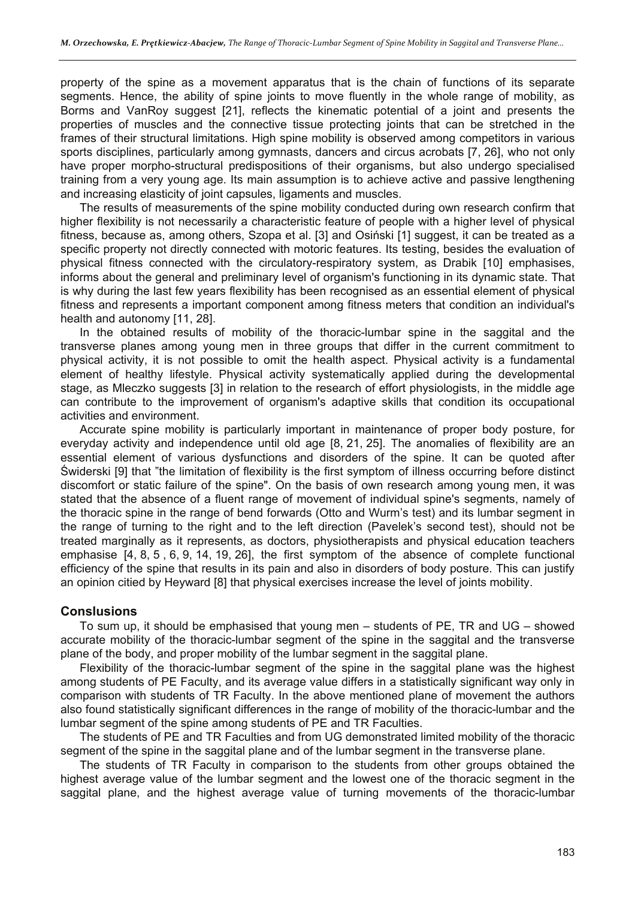property of the spine as a movement apparatus that is the chain of functions of its separate segments. Hence, the ability of spine joints to move fluently in the whole range of mobility, as Borms and VanRoy suggest [21], reflects the kinematic potential of a joint and presents the properties of muscles and the connective tissue protecting joints that can be stretched in the frames of their structural limitations. High spine mobility is observed among competitors in various sports disciplines, particularly among gymnasts, dancers and circus acrobats [7, 26], who not only have proper morpho-structural predispositions of their organisms, but also undergo specialised training from a very young age. Its main assumption is to achieve active and passive lengthening and increasing elasticity of joint capsules, ligaments and muscles.

The results of measurements of the spine mobility conducted during own research confirm that higher flexibility is not necessarily a characteristic feature of people with a higher level of physical fitness, because as, among others, Szopa et al. [3] and Osiński [1] suggest, it can be treated as a specific property not directly connected with motoric features. Its testing, besides the evaluation of physical fitness connected with the circulatory-respiratory system, as Drabik [10] emphasises, informs about the general and preliminary level of organism's functioning in its dynamic state. That is why during the last few years flexibility has been recognised as an essential element of physical fitness and represents a important component among fitness meters that condition an individual's health and autonomy [11, 28].

In the obtained results of mobility of the thoracic-lumbar spine in the saggital and the transverse planes among young men in three groups that differ in the current commitment to physical activity, it is not possible to omit the health aspect. Physical activity is a fundamental element of healthy lifestyle. Physical activity systematically applied during the developmental stage, as Mleczko suggests [3] in relation to the research of effort physiologists, in the middle age can contribute to the improvement of organism's adaptive skills that condition its occupational activities and environment.

Accurate spine mobility is particularly important in maintenance of proper body posture, for everyday activity and independence until old age [8, 21, 25]. The anomalies of flexibility are an essential element of various dysfunctions and disorders of the spine. It can be quoted after Świderski [9] that "the limitation of flexibility is the first symptom of illness occurring before distinct discomfort or static failure of the spine". On the basis of own research among young men, it was stated that the absence of a fluent range of movement of individual spine's segments, namely of the thoracic spine in the range of bend forwards (Otto and Wurm's test) and its lumbar segment in the range of turning to the right and to the left direction (Pavelek's second test), should not be treated marginally as it represents, as doctors, physiotherapists and physical education teachers emphasise [4, 8, 5 , 6, 9, 14, 19, 26], the first symptom of the absence of complete functional efficiency of the spine that results in its pain and also in disorders of body posture. This can justify an opinion citied by Heyward [8] that physical exercises increase the level of joints mobility.

## Conslusions

To sum up, it should be emphasised that young men – students of PE, TR and UG – showed accurate mobility of the thoracic-lumbar segment of the spine in the saggital and the transverse plane of the body, and proper mobility of the lumbar segment in the saggital plane.

Flexibility of the thoracic-lumbar segment of the spine in the saggital plane was the highest among students of PE Faculty, and its average value differs in a statistically significant way only in comparison with students of TR Faculty. In the above mentioned plane of movement the authors also found statistically significant differences in the range of mobility of the thoracic-lumbar and the lumbar segment of the spine among students of PE and TR Faculties.

The students of PE and TR Faculties and from UG demonstrated limited mobility of the thoracic segment of the spine in the saggital plane and of the lumbar segment in the transverse plane.

The students of TR Faculty in comparison to the students from other groups obtained the highest average value of the lumbar segment and the lowest one of the thoracic segment in the saggital plane, and the highest average value of turning movements of the thoracic-lumbar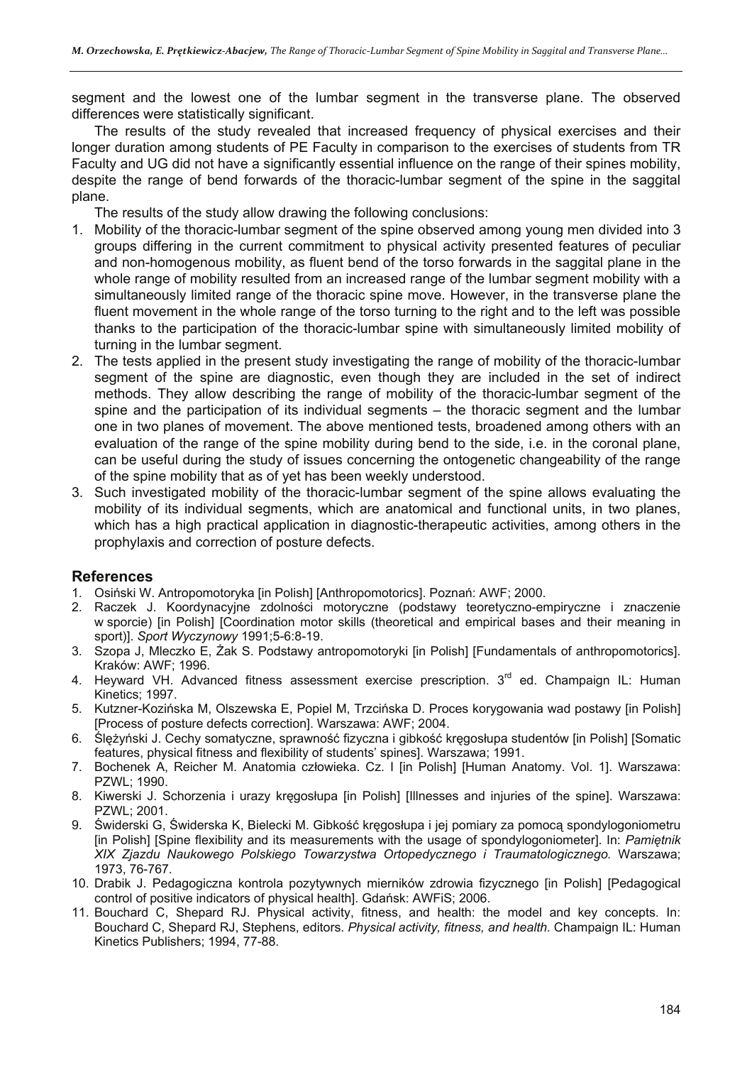segment and the lowest one of the lumbar segment in the transverse plane. The observed differences were statistically significant.

The results of the study revealed that increased frequency of physical exercises and their longer duration among students of PE Faculty in comparison to the exercises of students from TR Faculty and UG did not have a significantly essential influence on the range of their spines mobility, despite the range of bend forwards of the thoracic-lumbar segment of the spine in the saggital plane.

The results of the study allow drawing the following conclusions:

1. Mobility of the thoracic-lumbar segment of the spine observed among young men divided into 3 groups differing in the current commitment to physical activity presented features of peculiar and non-homogenous mobility, as fluent bend of the torso forwards in the saggital plane in the whole range of mobility resulted from an increased range of the lumbar segment mobility with a simultaneously limited range of the thoracic spine move. However, in the transverse plane the fluent movement in the whole range of the torso turning to the right and to the left was possible thanks to the participation of the thoracic-lumbar spine with simultaneously limited mobility of turning in the lumbar segment.
2. The tests applied in the present study investigating the range of mobility of the thoracic-lumbar segment of the spine are diagnostic, even though they are included in the set of indirect methods. They allow describing the range of mobility of the thoracic-lumbar segment of the spine and the participation of its individual segments – the thoracic segment and the lumbar one in two planes of movement. The above mentioned tests, broadened among others with an evaluation of the range of the spine mobility during bend to the side, i.e. in the coronal plane, can be useful during the study of issues concerning the ontogenetic changeability of the range of the spine mobility that as of yet has been weekly understood.
3. Such investigated mobility of the thoracic-lumbar segment of the spine allows evaluating the mobility of its individual segments, which are anatomical and functional units, in two planes, which has a high practical application in diagnostic-therapeutic activities, among others in the prophylaxis and correction of posture defects.

## References

1. Osiński W. Antropomotoryka [in Polish] [Anthropomotorics]. Poznań: AWF; 2000.
2. Raczek J. Koordynacyjne zdolności motoryczne (podstawy teoretyczno-empiryczne i znaczenie w sporcie) [in Polish] [Coordination motor skills (theoretical and empirical bases and their meaning in sport)]. *Sport Wyczynowy* 1991;5-6:8-19.
3. Szopa J, Mleczko E, Żak S. Podstawy antropomotoryki [in Polish] [Fundamentals of anthropomotorics]. Kraków: AWF; 1996.
4. Heyward VH. Advanced fitness assessment exercise prescription. 3rd ed. Champaign IL: Human Kinetics; 1997.
5. Kutzner-Kozińska M, Olszewska E, Popiel M, Trzcińska D. Proces korygowania wad postawy [in Polish] [Process of posture defects correction]. Warszawa: AWF; 2004.
6. Ślężyński J. Cechy somatyczne, sprawność fizyczna i gibkość kręgosłupa studentów [in Polish] [Somatic features, physical fitness and flexibility of students' spines]. Warszawa; 1991.
7. Bochenek A, Reicher M. Anatomia człowieka. Cz. I [in Polish] [Human Anatomy. Vol. 1]. Warszawa: PZWL; 1990.
8. Kiwerski J. Schorzenia i urazy kręgosłupa [in Polish] [Illnesses and injuries of the spine]. Warszawa: PZWL; 2001.
9. Świderski G, Świderska K, Bielecki M. Gibkość kręgosłupa i jej pomiary za pomocą spondylogoniometru [in Polish] [Spine flexibility and its measurements with the usage of spondylogoniometer]. In: *Pamiętnik XIX Zjazdu Naukowego Polskiego Towarzystwa Ortopedycznego i Traumatologicznego.* Warszawa; 1973, 76-767.
10. Drabik J. Pedagogiczna kontrola pozytywnych mierników zdrowia fizycznego [in Polish] [Pedagogical control of positive indicators of physical health]. Gdańsk: AWFiS; 2006.
11. Bouchard C, Shepard RJ. Physical activity, fitness, and health: the model and key concepts. In: Bouchard C, Shepard RJ, Stephens, editors. *Physical activity, fitness, and health*. Champaign IL: Human Kinetics Publishers; 1994, 77-88.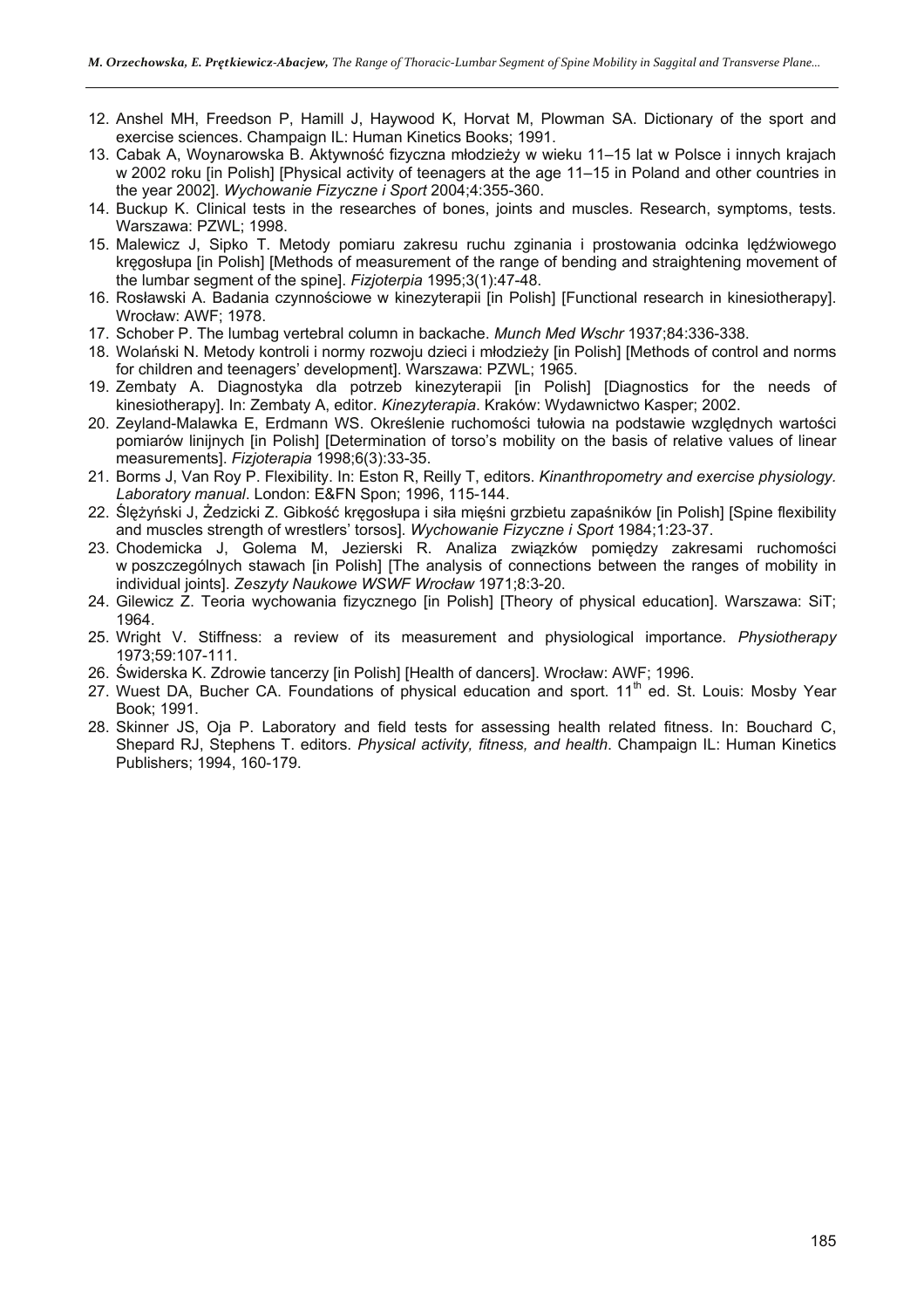12. Anshel MH, Freedson P, Hamill J, Haywood K, Horvat M, Plowman SA. Dictionary of the sport and exercise sciences. Champaign IL: Human Kinetics Books; 1991.
13. Cabak A, Woynarowska B. Aktywność fizyczna młodzieży w wieku 11–15 lat w Polsce i innych krajach w 2002 roku [in Polish] [Physical activity of teenagers at the age 11–15 in Poland and other countries in the year 2002]. *Wychowanie Fizyczne i Sport* 2004;4:355-360.
14. Buckup K. Clinical tests in the researches of bones, joints and muscles. Research, symptoms, tests. Warszawa: PZWL; 1998.
15. Malewicz J, Sipko T. Metody pomiaru zakresu ruchu zginania i prostowania odcinka lędźwiowego kręgosłupa [in Polish] [Methods of measurement of the range of bending and straightening movement of the lumbar segment of the spine]. *Fizjoterpia* 1995;3(1):47-48.
16. Rosławski A. Badania czynnościowe w kinezyterapii [in Polish] [Functional research in kinesiotherapy]. Wrocław: AWF; 1978.
17. Schober P. The lumbag vertebral column in backache. *Munch Med Wschr* 1937;84:336-338.
18. Wolański N. Metody kontroli i normy rozwoju dzieci i młodzieży [in Polish] [Methods of control and norms for children and teenagers' development]. Warszawa: PZWL; 1965.
19. Zembaty A. Diagnostyka dla potrzeb kinezyterapii [in Polish] [Diagnostics for the needs of kinesiotherapy]. In: Zembaty A, editor. *Kinezyterapia*. Kraków: Wydawnictwo Kasper; 2002.
20. Zeyland-Malawka E, Erdmann WS. Określenie ruchomości tułowia na podstawie względnych wartości pomiarów linijnych [in Polish] [Determination of torso's mobility on the basis of relative values of linear measurements]. *Fizjoterapia* 1998;6(3):33-35.
21. Borms J, Van Roy P. Flexibility. In: Eston R, Reilly T, editors. *Kinanthropometry and exercise physiology. Laboratory manual*. London: E&FN Spon; 1996, 115-144.
22. Ślężyński J, Żedzicki Z. Gibkość kręgosłupa i siła mięśni grzbietu zapaśników [in Polish] [Spine flexibility and muscles strength of wrestlers' torsos]. *Wychowanie Fizyczne i Sport* 1984;1:23-37.
23. Chodemicka J, Golema M, Jezierski R. Analiza związków pomiędzy zakresami ruchomości w poszczególnych stawach [in Polish] [The analysis of connections between the ranges of mobility in individual joints]. *Zeszyty Naukowe WSWF Wrocław* 1971;8:3-20.
24. Gilewicz Z. Teoria wychowania fizycznego [in Polish] [Theory of physical education]. Warszawa: SiT; 1964.
25. Wright V. Stiffness: a review of its measurement and physiological importance. *Physiotherapy* 1973;59:107-111.
26. Świderska K. Zdrowie tancerzy [in Polish] [Health of dancers]. Wrocław: AWF; 1996.
27. Wuest DA, Bucher CA. Foundations of physical education and sport. 11th ed. St. Louis: Mosby Year Book; 1991.
28. Skinner JS, Oja P. Laboratory and field tests for assessing health related fitness. In: Bouchard C, Shepard RJ, Stephens T. editors. *Physical activity, fitness, and health*. Champaign IL: Human Kinetics Publishers; 1994, 160-179.